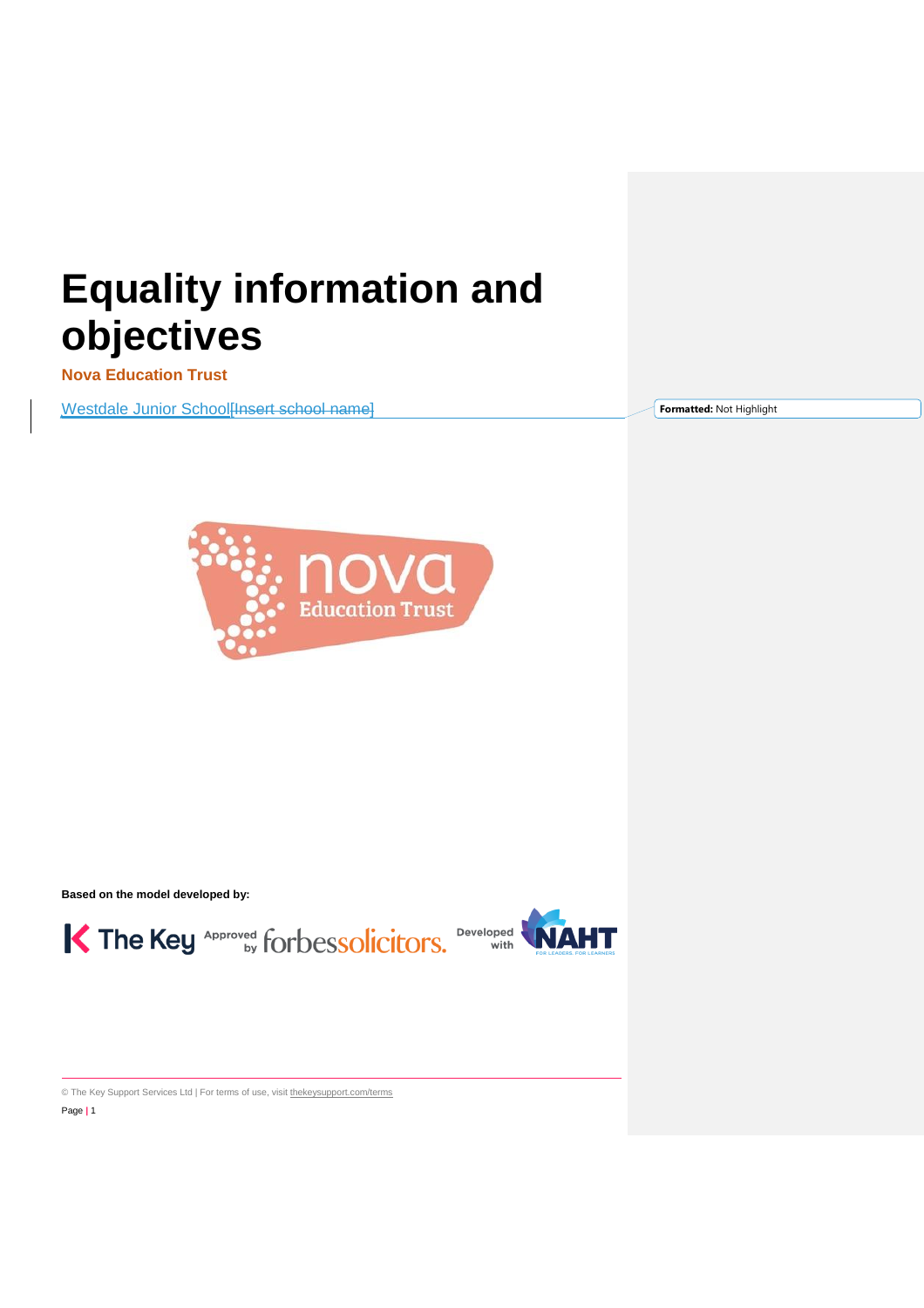# Equality information and objectives

**Nova Education Trust**

Westdale Junior School[Insert school name]

Formatted: Not Highlight

**Based on the model developed by:**

© The Key Support Services Ltd | For terms of use, visit thekeysupport.com/terms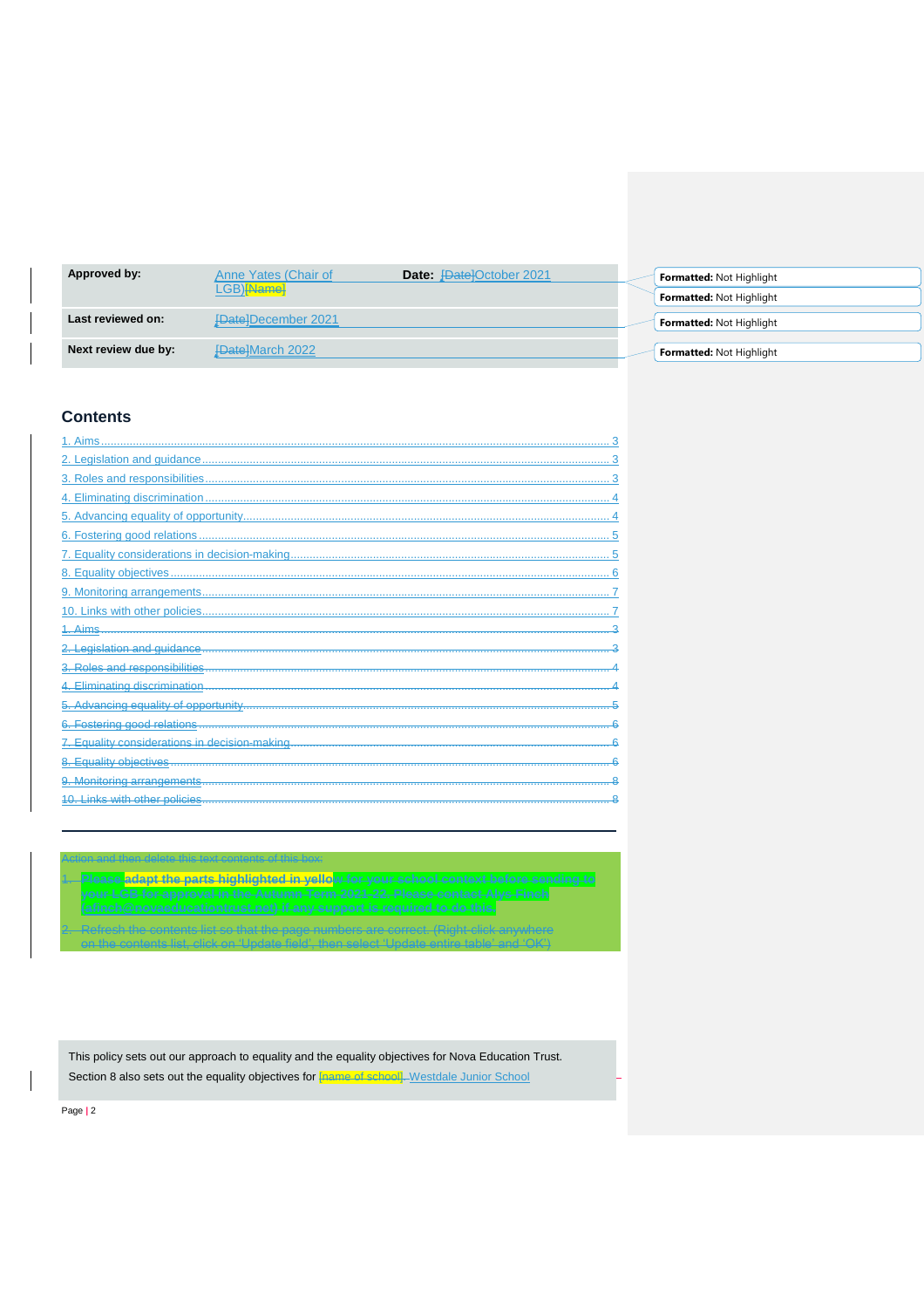| Approved by: | Anne Yates (Chair of LGB) | Date: October 2021 |
|---|---|---|
| Last reviewed on: | December 2021 | |
| Next review due by: | March 2022 | |

## Contents

1. Aims ..... 3
2. Legislation and guidance ..... 3
3. Roles and responsibilities ..... 3
4. Eliminating discrimination ..... 4
5. Advancing equality of opportunity ..... 4
6. Fostering good relations ..... 5
7. Equality considerations in decision-making ..... 5
8. Equality objectives ..... 6
9. Monitoring arrangements ..... 7
10. Links with other policies ..... 7

---

This policy sets out our approach to equality and the equality objectives for Nova Education Trust.

Section 8 also sets out the equality objectives for Westdale Junior School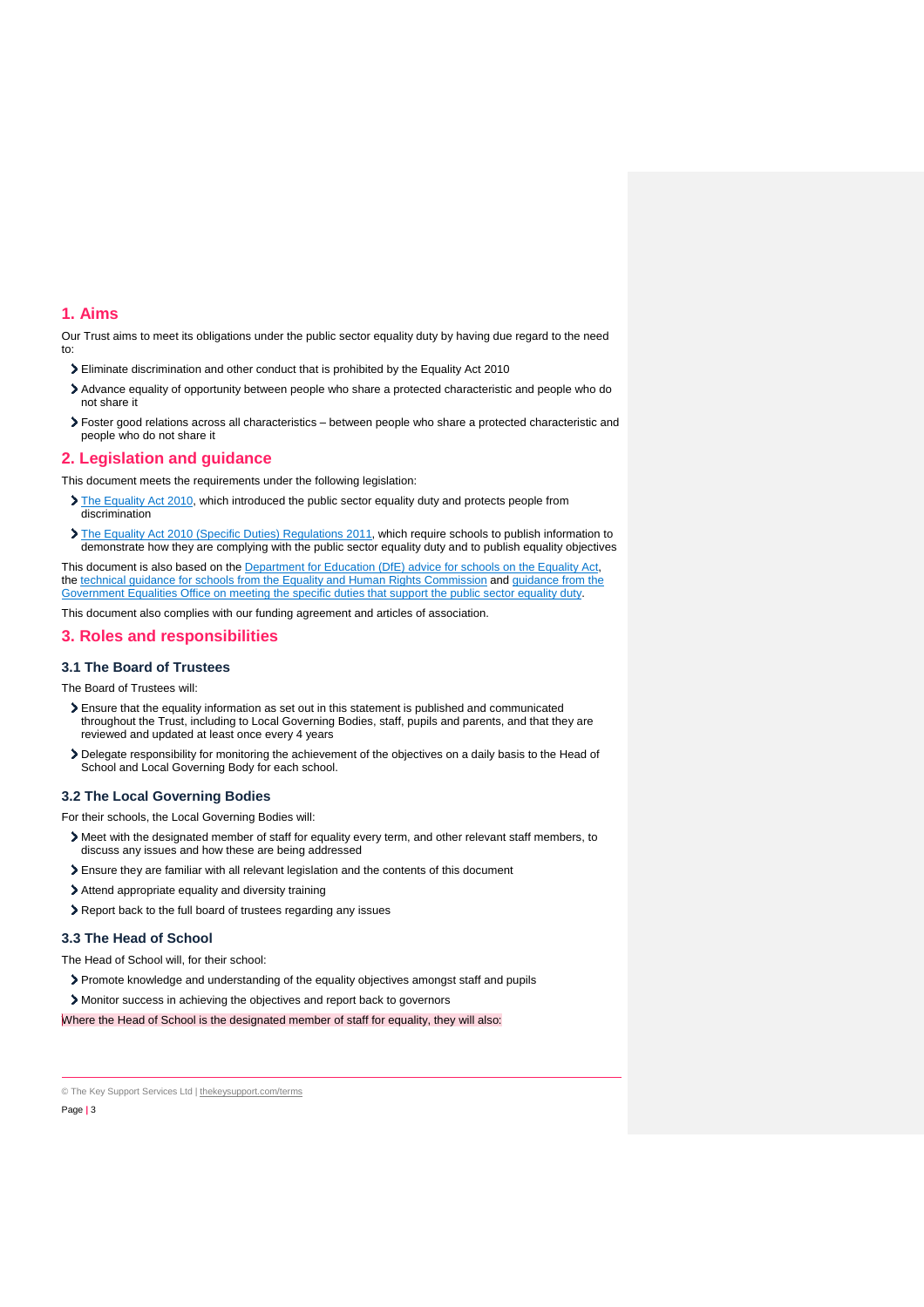## 1. Aims

Our Trust aims to meet its obligations under the public sector equality duty by having due regard to the need to:

- Eliminate discrimination and other conduct that is prohibited by the Equality Act 2010
- Advance equality of opportunity between people who share a protected characteristic and people who do not share it
- Foster good relations across all characteristics – between people who share a protected characteristic and people who do not share it

## 2. Legislation and guidance

This document meets the requirements under the following legislation:

- The Equality Act 2010, which introduced the public sector equality duty and protects people from discrimination
- The Equality Act 2010 (Specific Duties) Regulations 2011, which require schools to publish information to demonstrate how they are complying with the public sector equality duty and to publish equality objectives

This document is also based on the Department for Education (DfE) advice for schools on the Equality Act, the technical guidance for schools from the Equality and Human Rights Commission and guidance from the Government Equalities Office on meeting the specific duties that support the public sector equality duty.

This document also complies with our funding agreement and articles of association.

## 3. Roles and responsibilities

### 3.1 The Board of Trustees

The Board of Trustees will:

- Ensure that the equality information as set out in this statement is published and communicated throughout the Trust, including to Local Governing Bodies, staff, pupils and parents, and that they are reviewed and updated at least once every 4 years
- Delegate responsibility for monitoring the achievement of the objectives on a daily basis to the Head of School and Local Governing Body for each school.

### 3.2 The Local Governing Bodies

For their schools, the Local Governing Bodies will:

- Meet with the designated member of staff for equality every term, and other relevant staff members, to discuss any issues and how these are being addressed
- Ensure they are familiar with all relevant legislation and the contents of this document
- Attend appropriate equality and diversity training
- Report back to the full board of trustees regarding any issues

### 3.3 The Head of School

The Head of School will, for their school:

- Promote knowledge and understanding of the equality objectives amongst staff and pupils
- Monitor success in achieving the objectives and report back to governors

Where the Head of School is the designated member of staff for equality, they will also: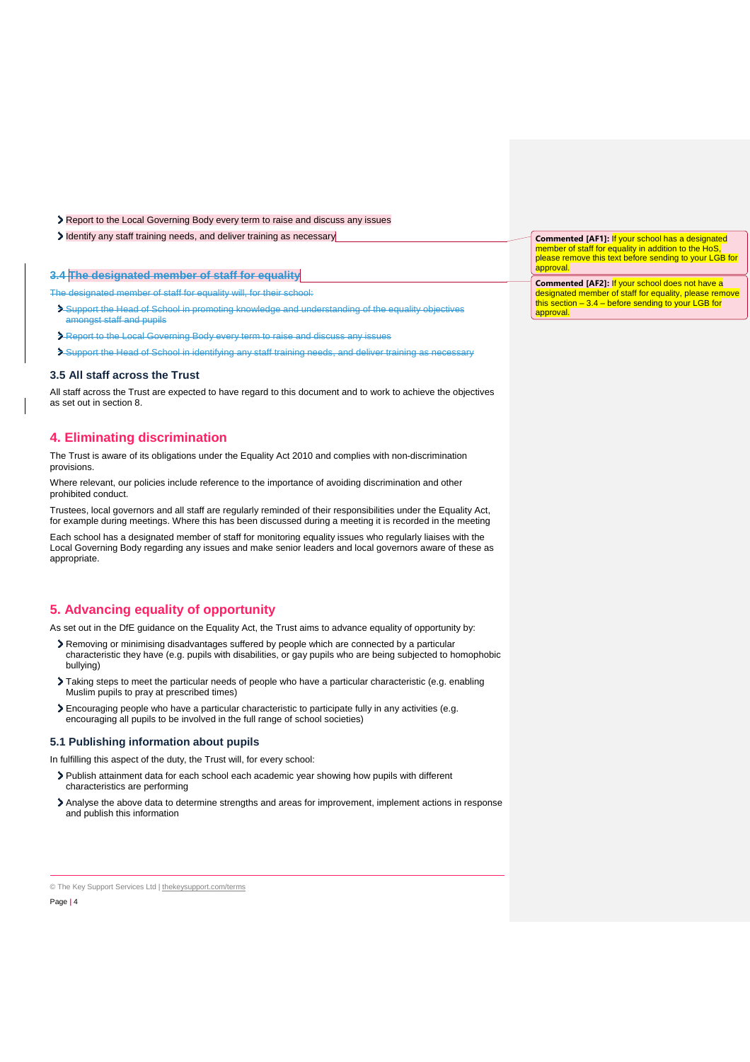- Report to the Local Governing Body every term to raise and discuss any issues
- Identify any staff training needs, and deliver training as necessary

### ~~3.4 The designated member of staff for equality~~

~~The designated member of staff for equality will, for their school:~~

- ~~Support the Head of School in promoting knowledge and understanding of the equality objectives amongst staff and pupils~~
- ~~Report to the Local Governing Body every term to raise and discuss any issues~~
- ~~Support the Head of School in identifying any staff training needs, and deliver training as necessary~~

### 3.5 All staff across the Trust

All staff across the Trust are expected to have regard to this document and to work to achieve the objectives as set out in section 8.

## 4. Eliminating discrimination

The Trust is aware of its obligations under the Equality Act 2010 and complies with non-discrimination provisions.

Where relevant, our policies include reference to the importance of avoiding discrimination and other prohibited conduct.

Trustees, local governors and all staff are regularly reminded of their responsibilities under the Equality Act, for example during meetings. Where this has been discussed during a meeting it is recorded in the meeting

Each school has a designated member of staff for monitoring equality issues who regularly liaises with the Local Governing Body regarding any issues and make senior leaders and local governors aware of these as appropriate.

## 5. Advancing equality of opportunity

As set out in the DfE guidance on the Equality Act, the Trust aims to advance equality of opportunity by:

- Removing or minimising disadvantages suffered by people which are connected by a particular characteristic they have (e.g. pupils with disabilities, or gay pupils who are being subjected to homophobic bullying)
- Taking steps to meet the particular needs of people who have a particular characteristic (e.g. enabling Muslim pupils to pray at prescribed times)
- Encouraging people who have a particular characteristic to participate fully in any activities (e.g. encouraging all pupils to be involved in the full range of school societies)

### 5.1 Publishing information about pupils

In fulfilling this aspect of the duty, the Trust will, for every school:

- Publish attainment data for each school each academic year showing how pupils with different characteristics are performing
- Analyse the above data to determine strengths and areas for improvement, implement actions in response and publish this information

**Commented [AF1]:** If your school has a designated member of staff for equality in addition to the HoS, please remove this text before sending to your LGB for approval.

**Commented [AF2]:** If your school does not have a designated member of staff for equality, please remove this section – 3.4 – before sending to your LGB for approval.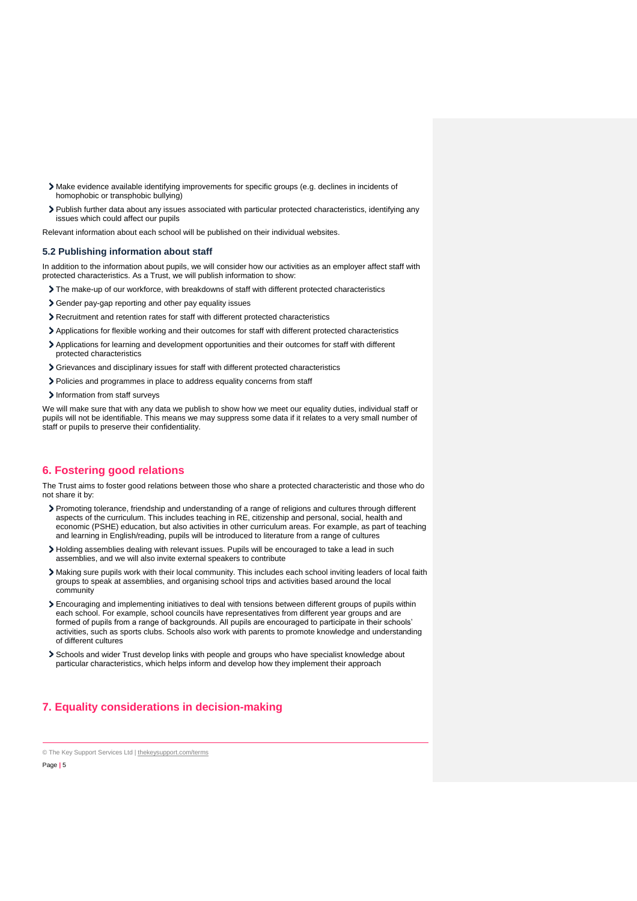- Make evidence available identifying improvements for specific groups (e.g. declines in incidents of homophobic or transphobic bullying)
- Publish further data about any issues associated with particular protected characteristics, identifying any issues which could affect our pupils

Relevant information about each school will be published on their individual websites.

### 5.2 Publishing information about staff

In addition to the information about pupils, we will consider how our activities as an employer affect staff with protected characteristics. As a Trust, we will publish information to show:

- The make-up of our workforce, with breakdowns of staff with different protected characteristics
- Gender pay-gap reporting and other pay equality issues
- Recruitment and retention rates for staff with different protected characteristics
- Applications for flexible working and their outcomes for staff with different protected characteristics
- Applications for learning and development opportunities and their outcomes for staff with different protected characteristics
- Grievances and disciplinary issues for staff with different protected characteristics
- Policies and programmes in place to address equality concerns from staff
- Information from staff surveys

We will make sure that with any data we publish to show how we meet our equality duties, individual staff or pupils will not be identifiable. This means we may suppress some data if it relates to a very small number of staff or pupils to preserve their confidentiality.

## 6. Fostering good relations

The Trust aims to foster good relations between those who share a protected characteristic and those who do not share it by:

- Promoting tolerance, friendship and understanding of a range of religions and cultures through different aspects of the curriculum. This includes teaching in RE, citizenship and personal, social, health and economic (PSHE) education, but also activities in other curriculum areas. For example, as part of teaching and learning in English/reading, pupils will be introduced to literature from a range of cultures
- Holding assemblies dealing with relevant issues. Pupils will be encouraged to take a lead in such assemblies, and we will also invite external speakers to contribute
- Making sure pupils work with their local community. This includes each school inviting leaders of local faith groups to speak at assemblies, and organising school trips and activities based around the local community
- Encouraging and implementing initiatives to deal with tensions between different groups of pupils within each school. For example, school councils have representatives from different year groups and are formed of pupils from a range of backgrounds. All pupils are encouraged to participate in their schools' activities, such as sports clubs. Schools also work with parents to promote knowledge and understanding of different cultures
- Schools and wider Trust develop links with people and groups who have specialist knowledge about particular characteristics, which helps inform and develop how they implement their approach

## 7. Equality considerations in decision-making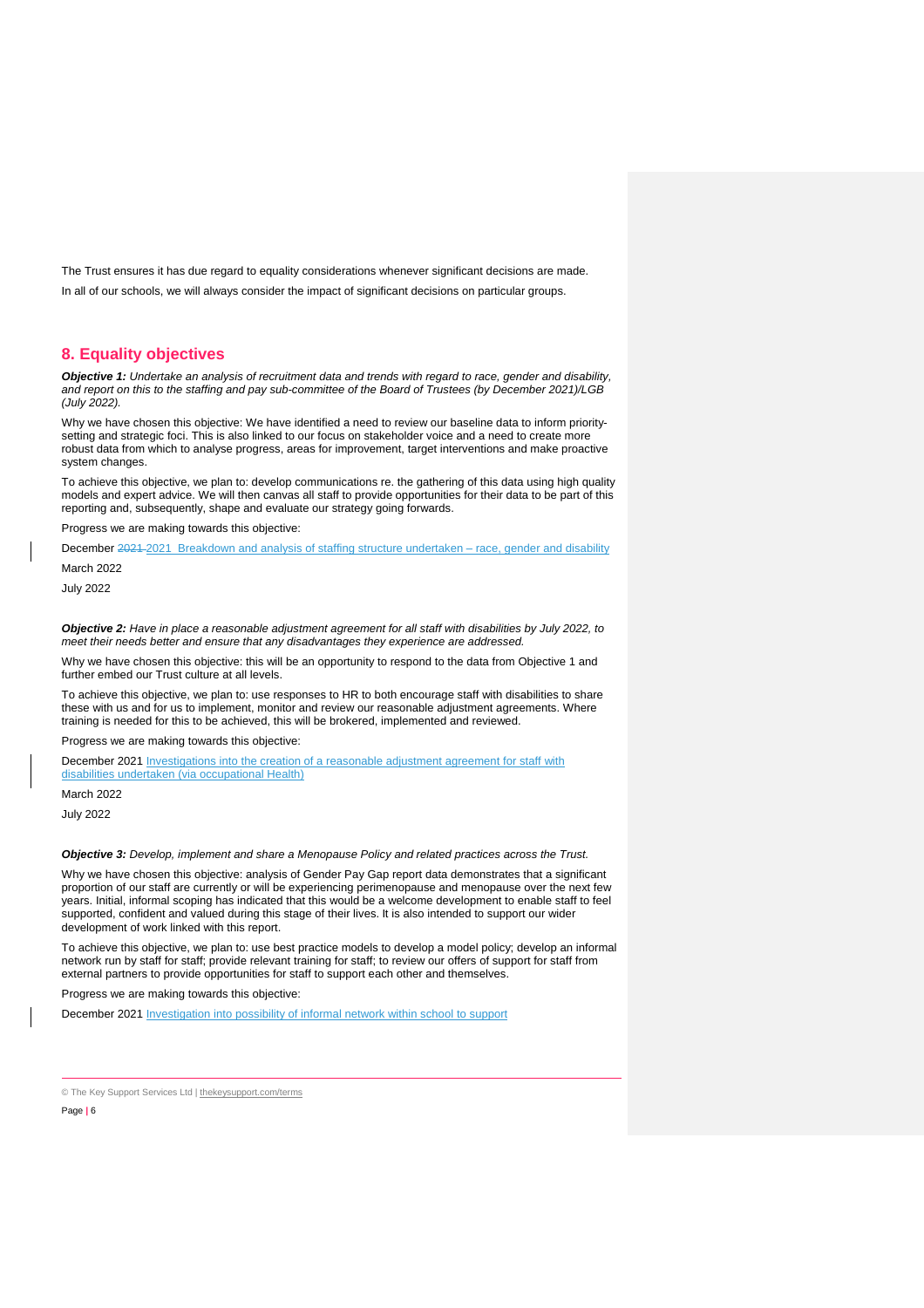The Trust ensures it has due regard to equality considerations whenever significant decisions are made.

In all of our schools, we will always consider the impact of significant decisions on particular groups.

## 8. Equality objectives

***Objective 1:*** *Undertake an analysis of recruitment data and trends with regard to race, gender and disability, and report on this to the staffing and pay sub-committee of the Board of Trustees (by December 2021)/LGB (July 2022).*

Why we have chosen this objective: We have identified a need to review our baseline data to inform priority-setting and strategic foci. This is also linked to our focus on stakeholder voice and a need to create more robust data from which to analyse progress, areas for improvement, target interventions and make proactive system changes.

To achieve this objective, we plan to: develop communications re. the gathering of this data using high quality models and expert advice. We will then canvas all staff to provide opportunities for their data to be part of this reporting and, subsequently, shape and evaluate our strategy going forwards.

Progress we are making towards this objective:

December ~~2021~~ 2021 Breakdown and analysis of staffing structure undertaken – race, gender and disability

March 2022

July 2022

***Objective 2:*** *Have in place a reasonable adjustment agreement for all staff with disabilities by July 2022, to meet their needs better and ensure that any disadvantages they experience are addressed.*

Why we have chosen this objective: this will be an opportunity to respond to the data from Objective 1 and further embed our Trust culture at all levels.

To achieve this objective, we plan to: use responses to HR to both encourage staff with disabilities to share these with us and for us to implement, monitor and review our reasonable adjustment agreements. Where training is needed for this to be achieved, this will be brokered, implemented and reviewed.

Progress we are making towards this objective:

December 2021 Investigations into the creation of a reasonable adjustment agreement for staff with disabilities undertaken (via occupational Health)

March 2022

July 2022

***Objective 3:*** *Develop, implement and share a Menopause Policy and related practices across the Trust.*

Why we have chosen this objective: analysis of Gender Pay Gap report data demonstrates that a significant proportion of our staff are currently or will be experiencing perimenopause and menopause over the next few years. Initial, informal scoping has indicated that this would be a welcome development to enable staff to feel supported, confident and valued during this stage of their lives. It is also intended to support our wider development of work linked with this report.

To achieve this objective, we plan to: use best practice models to develop a model policy; develop an informal network run by staff for staff; provide relevant training for staff; to review our offers of support for staff from external partners to provide opportunities for staff to support each other and themselves.

Progress we are making towards this objective:

December 2021 Investigation into possibility of informal network within school to support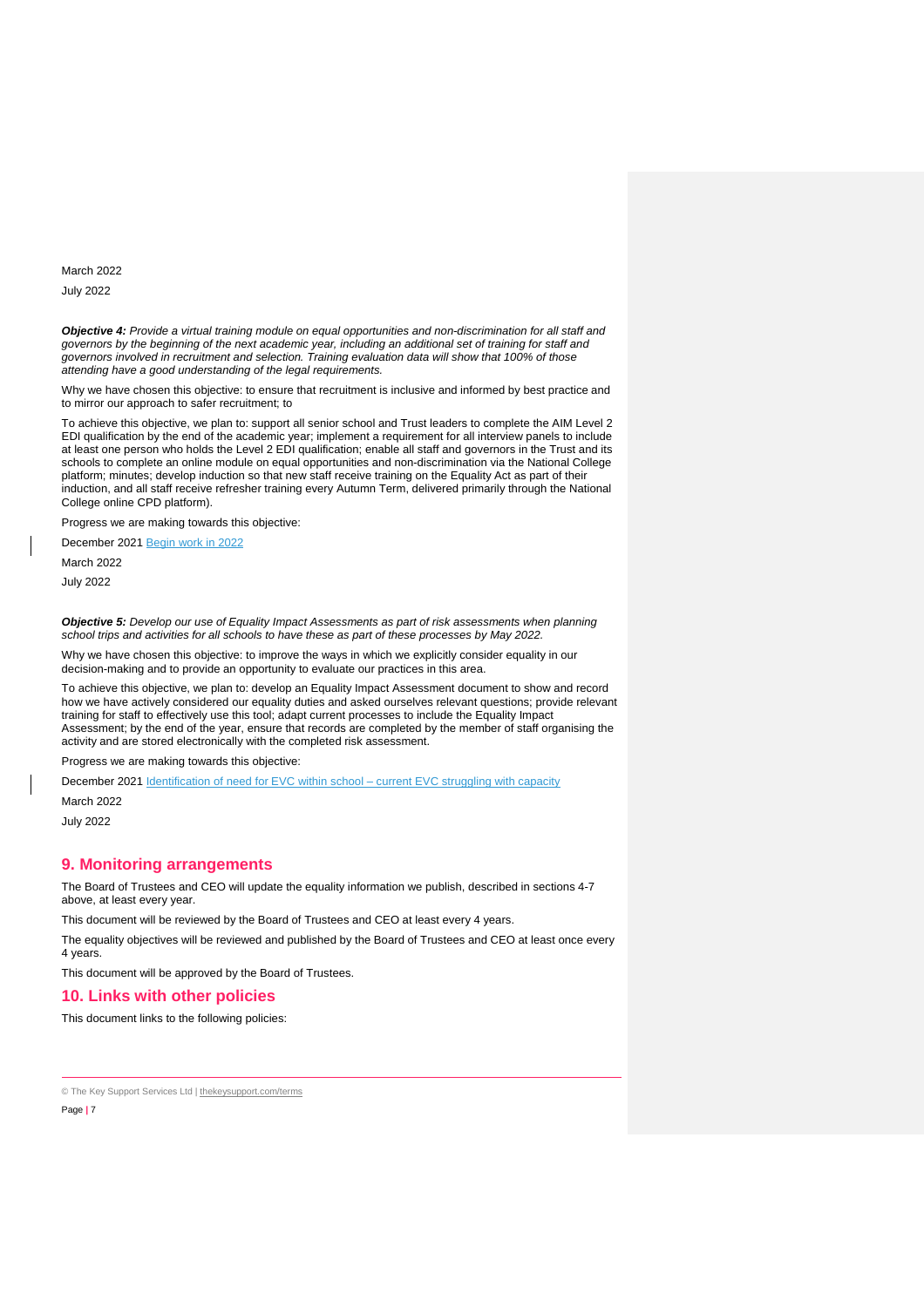March 2022

July 2022

***Objective 4:*** *Provide a virtual training module on equal opportunities and non-discrimination for all staff and governors by the beginning of the next academic year, including an additional set of training for staff and governors involved in recruitment and selection. Training evaluation data will show that 100% of those attending have a good understanding of the legal requirements.*

Why we have chosen this objective: to ensure that recruitment is inclusive and informed by best practice and to mirror our approach to safer recruitment; to

To achieve this objective, we plan to: support all senior school and Trust leaders to complete the AIM Level 2 EDI qualification by the end of the academic year; implement a requirement for all interview panels to include at least one person who holds the Level 2 EDI qualification; enable all staff and governors in the Trust and its schools to complete an online module on equal opportunities and non-discrimination via the National College platform; minutes; develop induction so that new staff receive training on the Equality Act as part of their induction, and all staff receive refresher training every Autumn Term, delivered primarily through the National College online CPD platform).

Progress we are making towards this objective:

December 2021 Begin work in 2022

March 2022

July 2022

***Objective 5:*** *Develop our use of Equality Impact Assessments as part of risk assessments when planning school trips and activities for all schools to have these as part of these processes by May 2022.*

Why we have chosen this objective: to improve the ways in which we explicitly consider equality in our decision-making and to provide an opportunity to evaluate our practices in this area.

To achieve this objective, we plan to: develop an Equality Impact Assessment document to show and record how we have actively considered our equality duties and asked ourselves relevant questions; provide relevant training for staff to effectively use this tool; adapt current processes to include the Equality Impact Assessment; by the end of the year, ensure that records are completed by the member of staff organising the activity and are stored electronically with the completed risk assessment.

Progress we are making towards this objective:

December 2021 Identification of need for EVC within school – current EVC struggling with capacity

March 2022

July 2022

## 9. Monitoring arrangements

The Board of Trustees and CEO will update the equality information we publish, described in sections 4-7 above, at least every year.

This document will be reviewed by the Board of Trustees and CEO at least every 4 years.

The equality objectives will be reviewed and published by the Board of Trustees and CEO at least once every 4 years.

This document will be approved by the Board of Trustees.

## 10. Links with other policies

This document links to the following policies: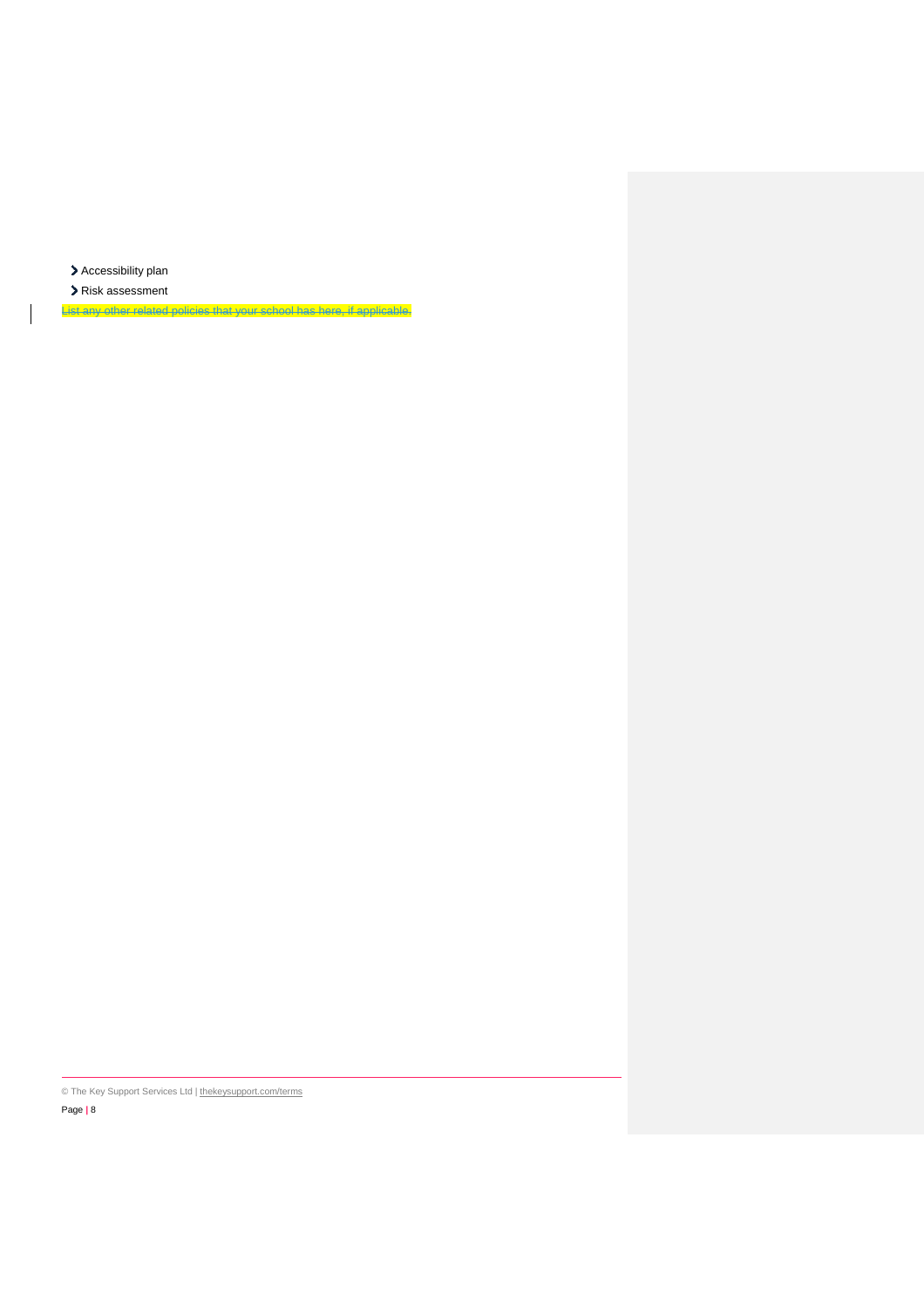- Accessibility plan
- Risk assessment

~~List any other related policies that your school has here, if applicable.~~